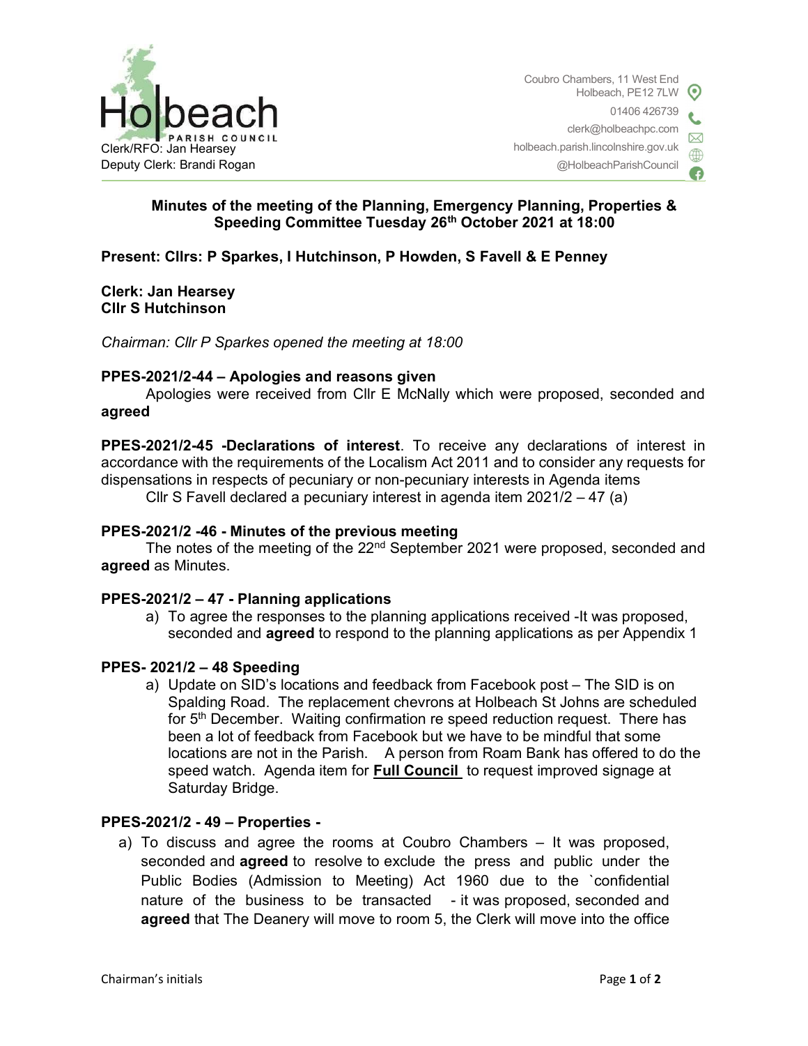Holbeach PARISH COUNCIL

Clerk/RFO: Jan Hearsey
Deputy Clerk: Brandi Rogan

Coubro Chambers, 11 West End
Holbeach, PE12 7LW
01406 426739
clerk@holbeachpc.com
holbeach.parish.lincolnshire.gov.uk
@HolbeachParishCouncil

## Minutes of the meeting of the Planning, Emergency Planning, Properties & Speeding Committee Tuesday 26th October 2021 at 18:00

**Present: Cllrs: P Sparkes, I Hutchinson, P Howden, S Favell & E Penney**

**Clerk: Jan Hearsey**
**Cllr S Hutchinson**

*Chairman: Cllr P Sparkes opened the meeting at 18:00*

### PPES-2021/2-44 – Apologies and reasons given

Apologies were received from Cllr E McNally which were proposed, seconded and **agreed**

**PPES-2021/2-45 -Declarations of interest**. To receive any declarations of interest in accordance with the requirements of the Localism Act 2011 and to consider any requests for dispensations in respects of pecuniary or non-pecuniary interests in Agenda items

Cllr S Favell declared a pecuniary interest in agenda item 2021/2 – 47 (a)

### PPES-2021/2 -46 - Minutes of the previous meeting

The notes of the meeting of the 22nd September 2021 were proposed, seconded and **agreed** as Minutes.

### PPES-2021/2 – 47 - Planning applications

a) To agree the responses to the planning applications received -It was proposed, seconded and **agreed** to respond to the planning applications as per Appendix 1

### PPES- 2021/2 – 48 Speeding

a) Update on SID's locations and feedback from Facebook post – The SID is on Spalding Road. The replacement chevrons at Holbeach St Johns are scheduled for 5th December. Waiting confirmation re speed reduction request. There has been a lot of feedback from Facebook but we have to be mindful that some locations are not in the Parish. A person from Roam Bank has offered to do the speed watch. Agenda item for **Full Council** to request improved signage at Saturday Bridge.

### PPES-2021/2 - 49 – Properties -

a) To discuss and agree the rooms at Coubro Chambers – It was proposed, seconded and **agreed** to resolve to exclude the press and public under the Public Bodies (Admission to Meeting) Act 1960 due to the `confidential nature of the business to be transacted - it was proposed, seconded and **agreed** that The Deanery will move to room 5, the Clerk will move into the office

Chairman's initials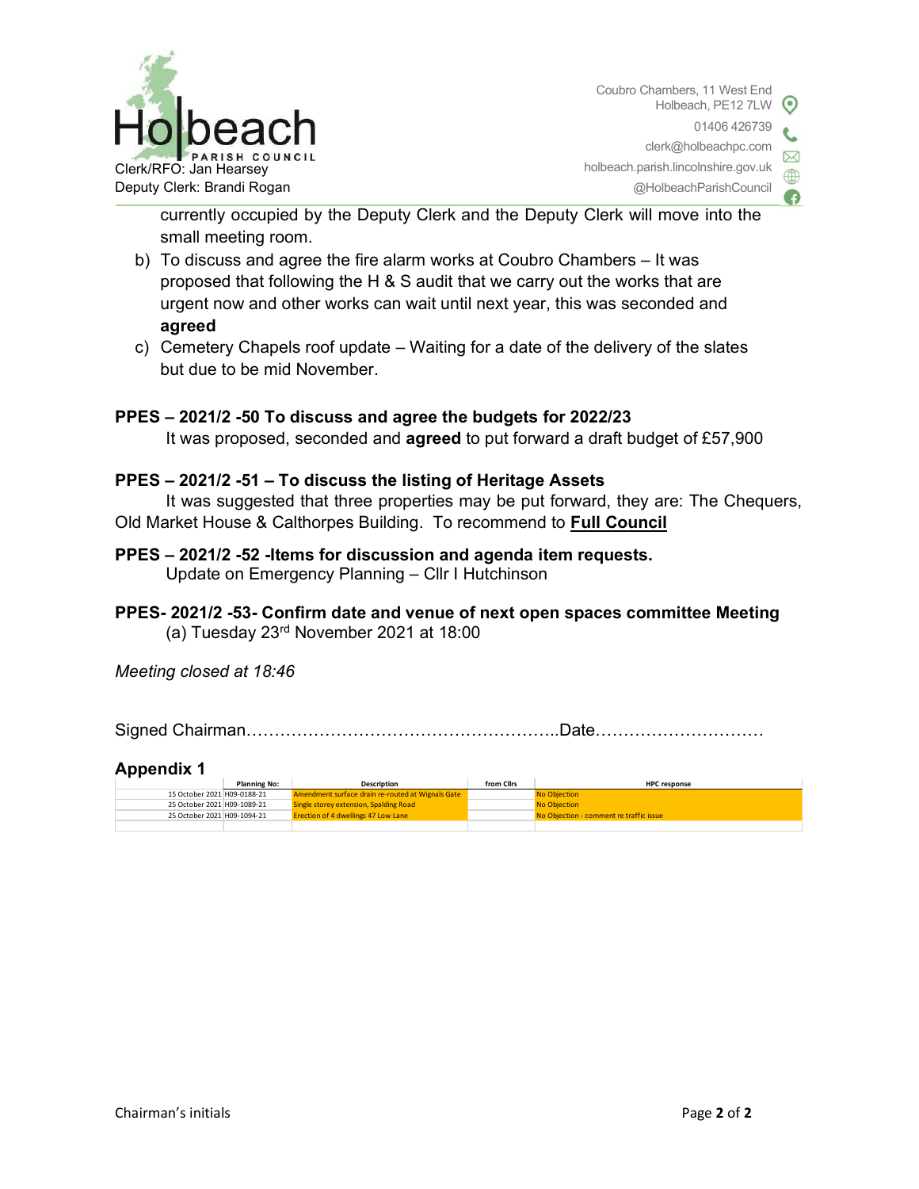currently occupied by the Deputy Clerk and the Deputy Clerk will move into the small meeting room.

b) To discuss and agree the fire alarm works at Coubro Chambers – It was proposed that following the H & S audit that we carry out the works that are urgent now and other works can wait until next year, this was seconded and **agreed**

c) Cemetery Chapels roof update – Waiting for a date of the delivery of the slates but due to be mid November.

**PPES – 2021/2 -50 To discuss and agree the budgets for 2022/23**

It was proposed, seconded and **agreed** to put forward a draft budget of £57,900

**PPES – 2021/2 -51 – To discuss the listing of Heritage Assets**

It was suggested that three properties may be put forward, they are: The Chequers, Old Market House & Calthorpes Building. To recommend to **Full Council**

**PPES – 2021/2 -52 -Items for discussion and agenda item requests.**

Update on Emergency Planning – Cllr I Hutchinson

**PPES- 2021/2 -53- Confirm date and venue of next open spaces committee Meeting**

(a) Tuesday 23rd November 2021 at 18:00

*Meeting closed at 18:46*

Signed Chairman……………………………………………..Date…………………………

**Appendix 1**

| | Planning No: | Description | from Cllrs | HPC response |
|---|---|---|---|---|
| 15 October 2021 | H09-0188-21 | Amendment surface drain re-routed at Wignals Gate | | No Objection |
| 25 October 2021 | H09-1089-21 | Single storey extension, Spalding Road | | No Objection |
| 25 October 2021 | H09-1094-21 | Erection of 4 dwellings 47 Low Lane | | No Objection - comment re traffic issue |

Chairman's initials